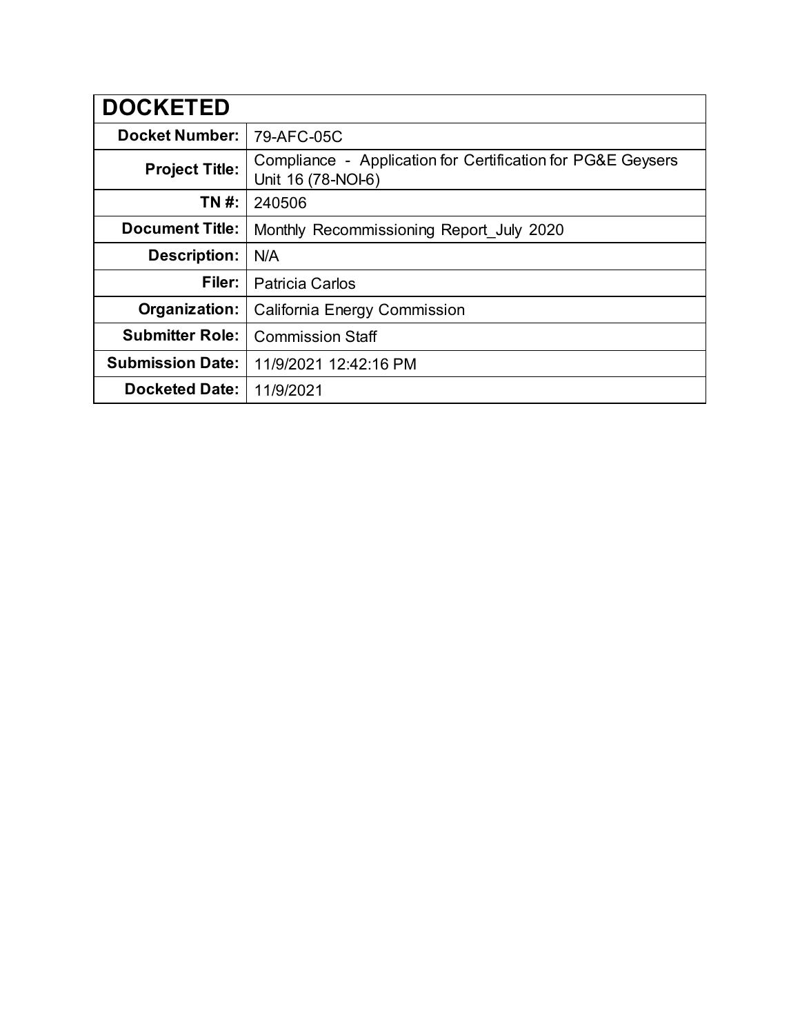| DOCKETED | |
|---|---|
| **Docket Number:** | 79-AFC-05C |
| **Project Title:** | Compliance - Application for Certification for PG&E Geysers Unit 16 (78-NOI-6) |
| **TN #:** | 240506 |
| **Document Title:** | Monthly Recommissioning Report_July 2020 |
| **Description:** | N/A |
| **Filer:** | Patricia Carlos |
| **Organization:** | California Energy Commission |
| **Submitter Role:** | Commission Staff |
| **Submission Date:** | 11/9/2021 12:42:16 PM |
| **Docketed Date:** | 11/9/2021 |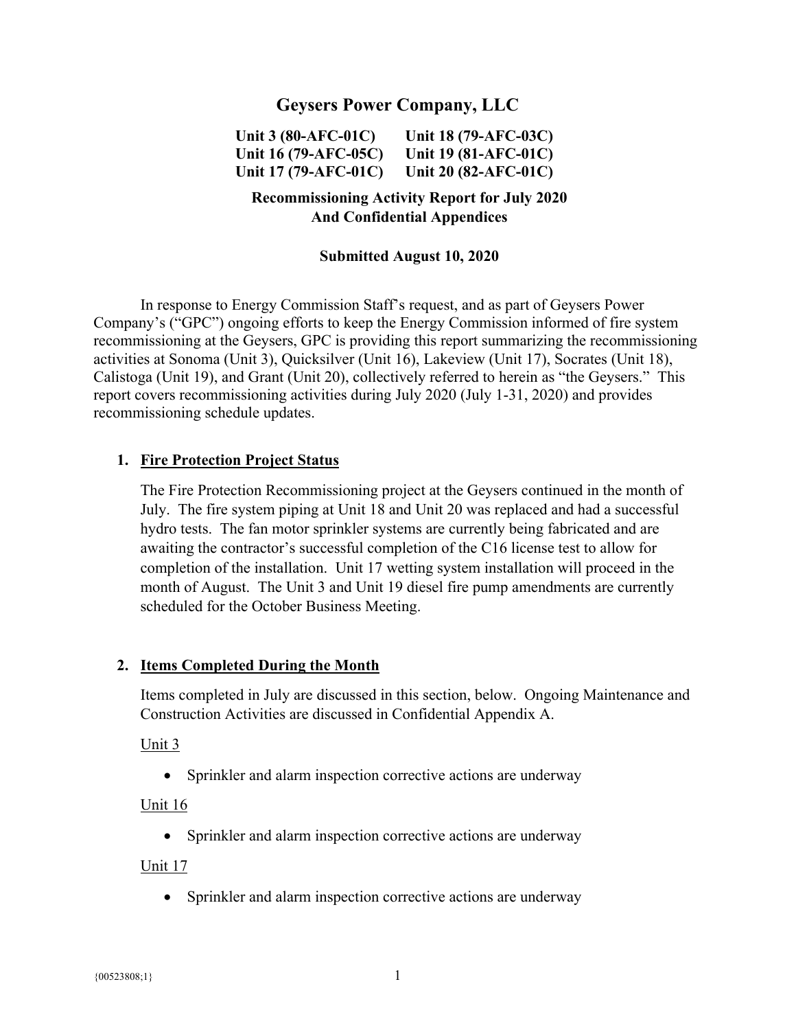# Geysers Power Company, LLC

**Unit 3 (80-AFC-01C) Unit 18 (79-AFC-03C)**
**Unit 16 (79-AFC-05C) Unit 19 (81-AFC-01C)**
**Unit 17 (79-AFC-01C) Unit 20 (82-AFC-01C)**

**Recommissioning Activity Report for July 2020**
**And Confidential Appendices**

**Submitted August 10, 2020**

In response to Energy Commission Staff's request, and as part of Geysers Power Company's ("GPC") ongoing efforts to keep the Energy Commission informed of fire system recommissioning at the Geysers, GPC is providing this report summarizing the recommissioning activities at Sonoma (Unit 3), Quicksilver (Unit 16), Lakeview (Unit 17), Socrates (Unit 18), Calistoga (Unit 19), and Grant (Unit 20), collectively referred to herein as "the Geysers." This report covers recommissioning activities during July 2020 (July 1-31, 2020) and provides recommissioning schedule updates.

## 1. Fire Protection Project Status

The Fire Protection Recommissioning project at the Geysers continued in the month of July. The fire system piping at Unit 18 and Unit 20 was replaced and had a successful hydro tests. The fan motor sprinkler systems are currently being fabricated and are awaiting the contractor's successful completion of the C16 license test to allow for completion of the installation. Unit 17 wetting system installation will proceed in the month of August. The Unit 3 and Unit 19 diesel fire pump amendments are currently scheduled for the October Business Meeting.

## 2. Items Completed During the Month

Items completed in July are discussed in this section, below. Ongoing Maintenance and Construction Activities are discussed in Confidential Appendix A.

Unit 3

- Sprinkler and alarm inspection corrective actions are underway

Unit 16

- Sprinkler and alarm inspection corrective actions are underway

Unit 17

- Sprinkler and alarm inspection corrective actions are underway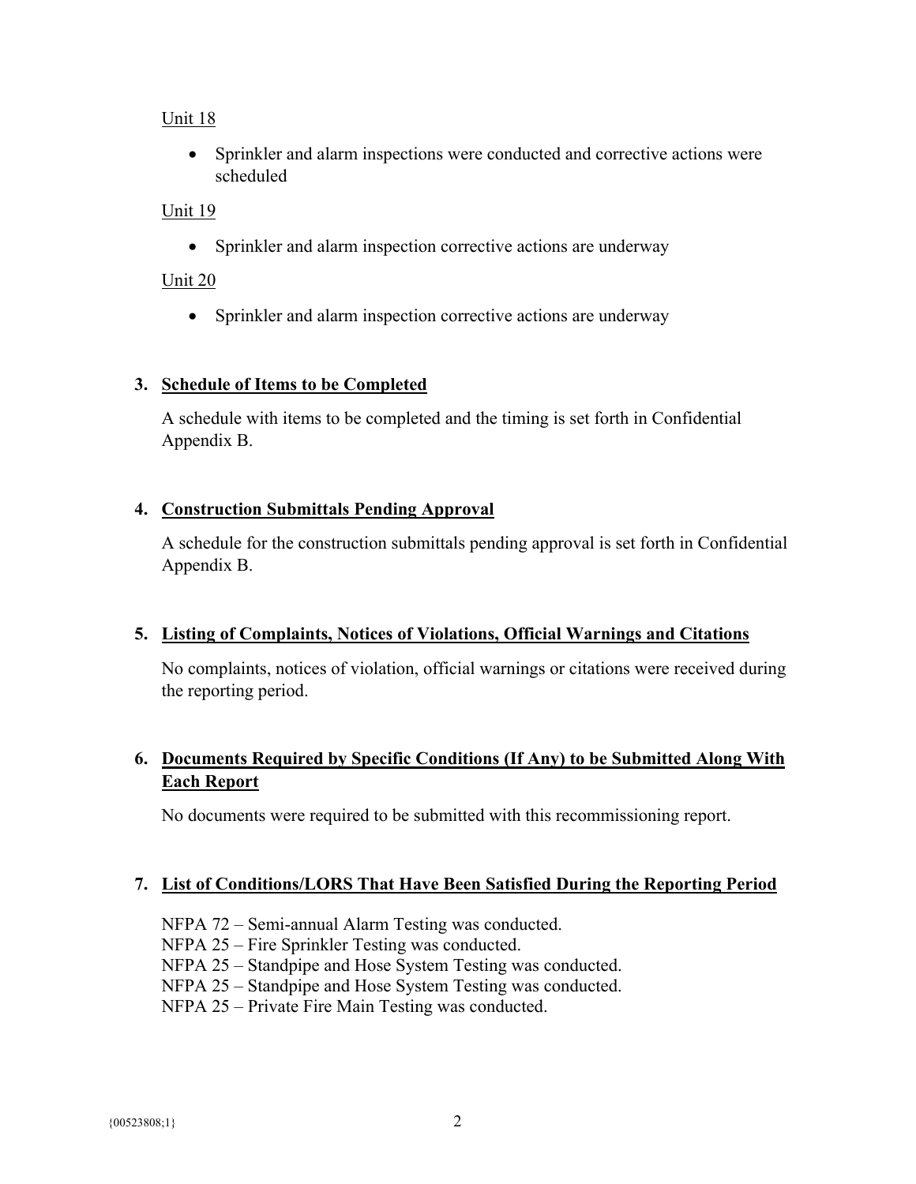Unit 18

- Sprinkler and alarm inspections were conducted and corrective actions were scheduled

Unit 19

- Sprinkler and alarm inspection corrective actions are underway

Unit 20

- Sprinkler and alarm inspection corrective actions are underway

## 3. Schedule of Items to be Completed

A schedule with items to be completed and the timing is set forth in Confidential Appendix B.

## 4. Construction Submittals Pending Approval

A schedule for the construction submittals pending approval is set forth in Confidential Appendix B.

## 5. Listing of Complaints, Notices of Violations, Official Warnings and Citations

No complaints, notices of violation, official warnings or citations were received during the reporting period.

## 6. Documents Required by Specific Conditions (If Any) to be Submitted Along With Each Report

No documents were required to be submitted with this recommissioning report.

## 7. List of Conditions/LORS That Have Been Satisfied During the Reporting Period

NFPA 72 – Semi-annual Alarm Testing was conducted.
NFPA 25 – Fire Sprinkler Testing was conducted.
NFPA 25 – Standpipe and Hose System Testing was conducted.
NFPA 25 – Standpipe and Hose System Testing was conducted.
NFPA 25 – Private Fire Main Testing was conducted.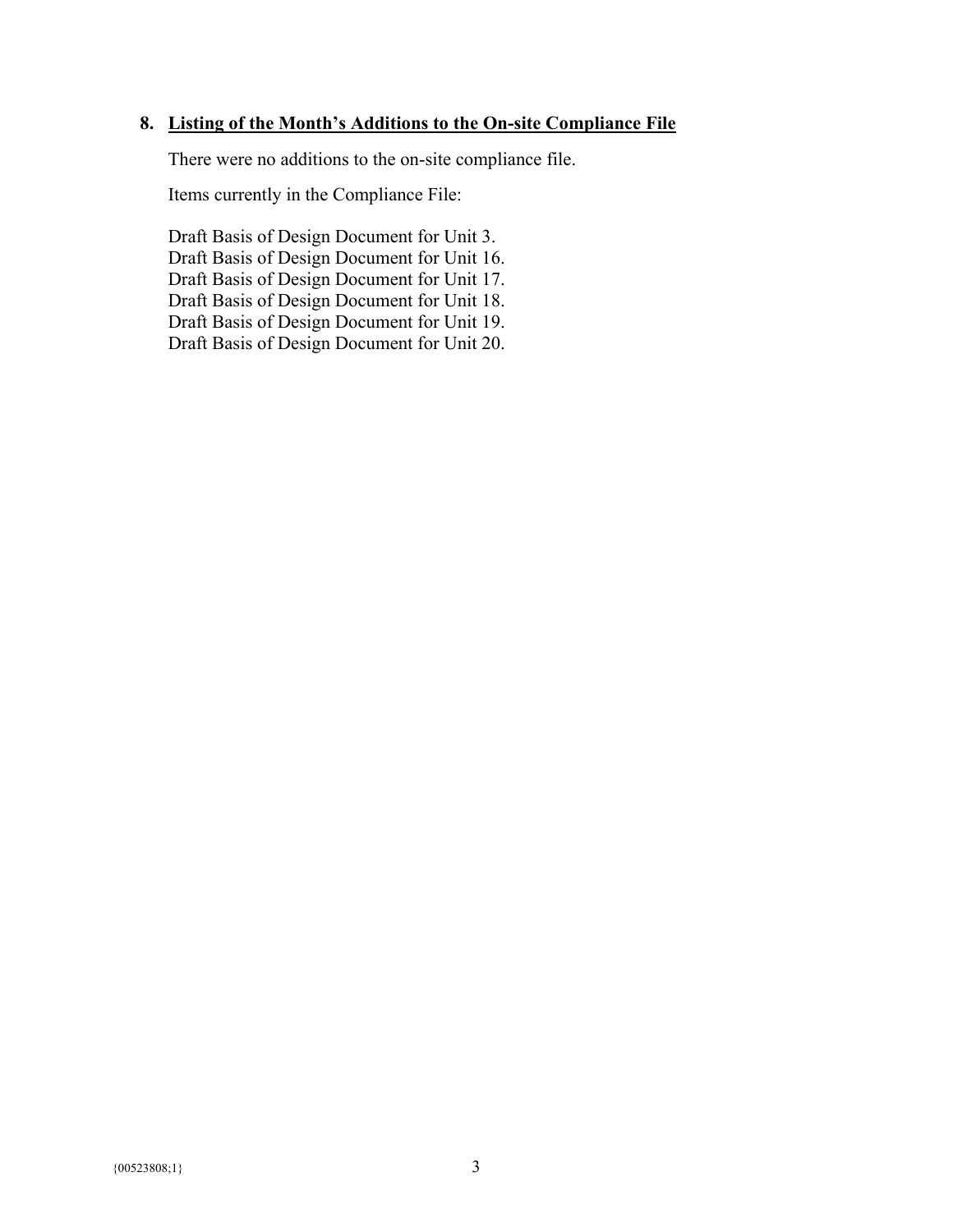## 8. Listing of the Month's Additions to the On-site Compliance File

There were no additions to the on-site compliance file.

Items currently in the Compliance File:

Draft Basis of Design Document for Unit 3.
Draft Basis of Design Document for Unit 16.
Draft Basis of Design Document for Unit 17.
Draft Basis of Design Document for Unit 18.
Draft Basis of Design Document for Unit 19.
Draft Basis of Design Document for Unit 20.